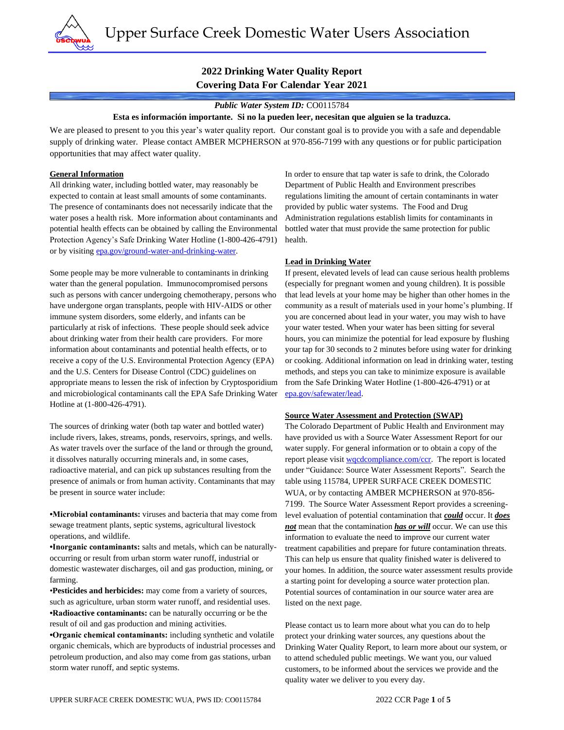# Upper Surface Creek Domestic Water Users Association

## 2022 Drinking Water Quality Report
## Covering Data For Calendar Year 2021

***Public Water System ID:*** CO0115784

**Esta es información importante. Si no la pueden leer, necesitan que alguien se la traduzca.**

We are pleased to present to you this year's water quality report. Our constant goal is to provide you with a safe and dependable supply of drinking water. Please contact AMBER MCPHERSON at 970-856-7199 with any questions or for public participation opportunities that may affect water quality.

### General Information

All drinking water, including bottled water, may reasonably be expected to contain at least small amounts of some contaminants. The presence of contaminants does not necessarily indicate that the water poses a health risk. More information about contaminants and potential health effects can be obtained by calling the Environmental Protection Agency's Safe Drinking Water Hotline (1-800-426-4791) or by visiting epa.gov/ground-water-and-drinking-water.

Some people may be more vulnerable to contaminants in drinking water than the general population. Immunocompromised persons such as persons with cancer undergoing chemotherapy, persons who have undergone organ transplants, people with HIV-AIDS or other immune system disorders, some elderly, and infants can be particularly at risk of infections. These people should seek advice about drinking water from their health care providers. For more information about contaminants and potential health effects, or to receive a copy of the U.S. Environmental Protection Agency (EPA) and the U.S. Centers for Disease Control (CDC) guidelines on appropriate means to lessen the risk of infection by Cryptosporidium and microbiological contaminants call the EPA Safe Drinking Water Hotline at (1-800-426-4791).

The sources of drinking water (both tap water and bottled water) include rivers, lakes, streams, ponds, reservoirs, springs, and wells. As water travels over the surface of the land or through the ground, it dissolves naturally occurring minerals and, in some cases, radioactive material, and can pick up substances resulting from the presence of animals or from human activity. Contaminants that may be present in source water include:

- **Microbial contaminants:** viruses and bacteria that may come from sewage treatment plants, septic systems, agricultural livestock operations, and wildlife.
- **Inorganic contaminants:** salts and metals, which can be naturally-occurring or result from urban storm water runoff, industrial or domestic wastewater discharges, oil and gas production, mining, or farming.
- **Pesticides and herbicides:** may come from a variety of sources, such as agriculture, urban storm water runoff, and residential uses.
- **Radioactive contaminants:** can be naturally occurring or be the result of oil and gas production and mining activities.
- **Organic chemical contaminants:** including synthetic and volatile organic chemicals, which are byproducts of industrial processes and petroleum production, and also may come from gas stations, urban storm water runoff, and septic systems.

In order to ensure that tap water is safe to drink, the Colorado Department of Public Health and Environment prescribes regulations limiting the amount of certain contaminants in water provided by public water systems. The Food and Drug Administration regulations establish limits for contaminants in bottled water that must provide the same protection for public health.

### Lead in Drinking Water

If present, elevated levels of lead can cause serious health problems (especially for pregnant women and young children). It is possible that lead levels at your home may be higher than other homes in the community as a result of materials used in your home's plumbing. If you are concerned about lead in your water, you may wish to have your water tested. When your water has been sitting for several hours, you can minimize the potential for lead exposure by flushing your tap for 30 seconds to 2 minutes before using water for drinking or cooking. Additional information on lead in drinking water, testing methods, and steps you can take to minimize exposure is available from the Safe Drinking Water Hotline (1-800-426-4791) or at epa.gov/safewater/lead.

### Source Water Assessment and Protection (SWAP)

The Colorado Department of Public Health and Environment may have provided us with a Source Water Assessment Report for our water supply. For general information or to obtain a copy of the report please visit wqcdcompliance.com/ccr. The report is located under "Guidance: Source Water Assessment Reports". Search the table using 115784, UPPER SURFACE CREEK DOMESTIC WUA, or by contacting AMBER MCPHERSON at 970-856-7199. The Source Water Assessment Report provides a screening-level evaluation of potential contamination that ***could*** occur. It ***does not*** mean that the contamination ***has or will*** occur. We can use this information to evaluate the need to improve our current water treatment capabilities and prepare for future contamination threats. This can help us ensure that quality finished water is delivered to your homes. In addition, the source water assessment results provide a starting point for developing a source water protection plan. Potential sources of contamination in our source water area are listed on the next page.

Please contact us to learn more about what you can do to help protect your drinking water sources, any questions about the Drinking Water Quality Report, to learn more about our system, or to attend scheduled public meetings. We want you, our valued customers, to be informed about the services we provide and the quality water we deliver to you every day.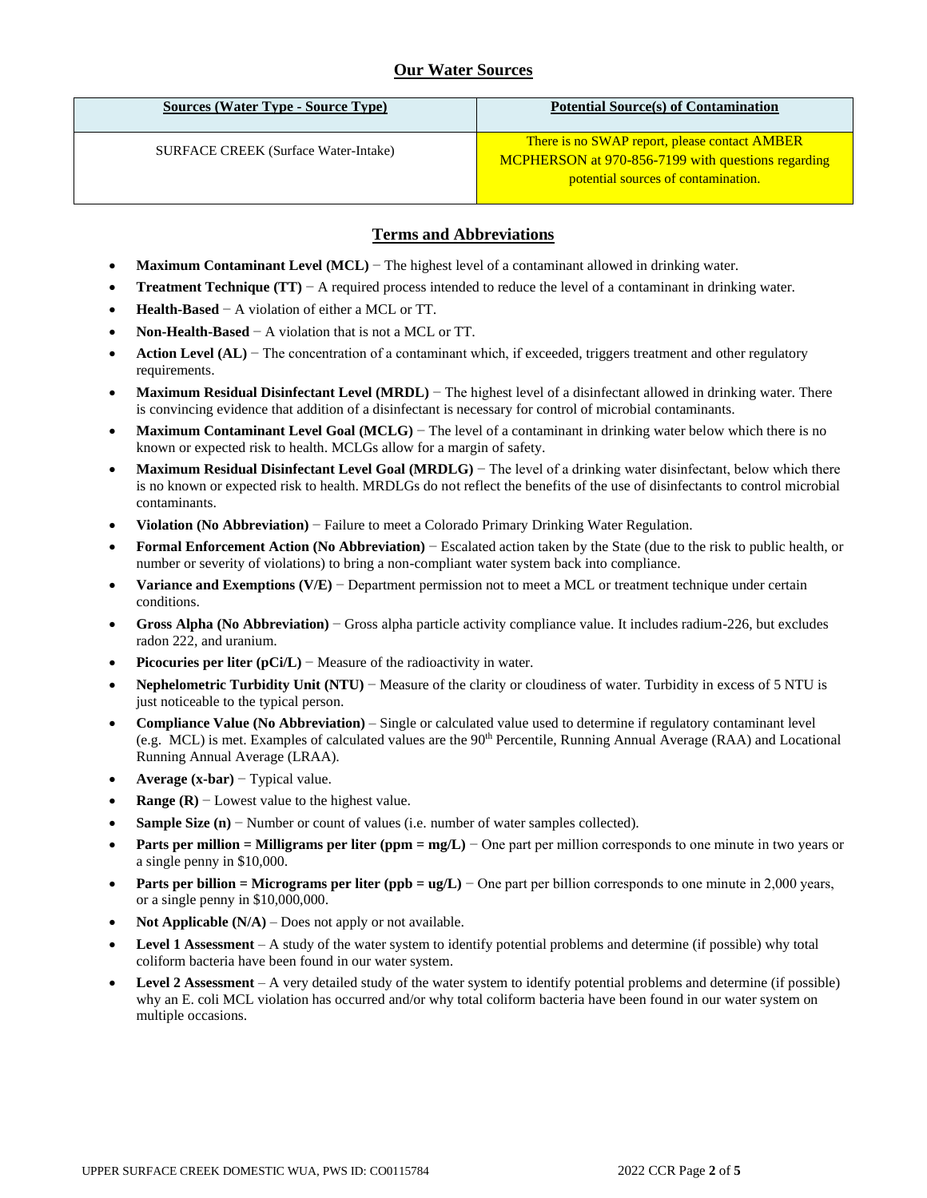## Our Water Sources

| Sources (Water Type - Source Type) | Potential Source(s) of Contamination |
| --- | --- |
| SURFACE CREEK (Surface Water-Intake) | There is no SWAP report, please contact AMBER MCPHERSON at 970-856-7199 with questions regarding potential sources of contamination. |

## Terms and Abbreviations

- **Maximum Contaminant Level (MCL)** − The highest level of a contaminant allowed in drinking water.
- **Treatment Technique (TT)** − A required process intended to reduce the level of a contaminant in drinking water.
- **Health-Based** − A violation of either a MCL or TT.
- **Non-Health-Based** − A violation that is not a MCL or TT.
- **Action Level (AL)** − The concentration of a contaminant which, if exceeded, triggers treatment and other regulatory requirements.
- **Maximum Residual Disinfectant Level (MRDL)** − The highest level of a disinfectant allowed in drinking water. There is convincing evidence that addition of a disinfectant is necessary for control of microbial contaminants.
- **Maximum Contaminant Level Goal (MCLG)** − The level of a contaminant in drinking water below which there is no known or expected risk to health. MCLGs allow for a margin of safety.
- **Maximum Residual Disinfectant Level Goal (MRDLG)** − The level of a drinking water disinfectant, below which there is no known or expected risk to health. MRDLGs do not reflect the benefits of the use of disinfectants to control microbial contaminants.
- **Violation (No Abbreviation)** − Failure to meet a Colorado Primary Drinking Water Regulation.
- **Formal Enforcement Action (No Abbreviation)** − Escalated action taken by the State (due to the risk to public health, or number or severity of violations) to bring a non-compliant water system back into compliance.
- **Variance and Exemptions (V/E)** − Department permission not to meet a MCL or treatment technique under certain conditions.
- **Gross Alpha (No Abbreviation)** − Gross alpha particle activity compliance value. It includes radium-226, but excludes radon 222, and uranium.
- **Picocuries per liter (pCi/L)** − Measure of the radioactivity in water.
- **Nephelometric Turbidity Unit (NTU)** − Measure of the clarity or cloudiness of water. Turbidity in excess of 5 NTU is just noticeable to the typical person.
- **Compliance Value (No Abbreviation)** – Single or calculated value used to determine if regulatory contaminant level (e.g. MCL) is met. Examples of calculated values are the 90th Percentile, Running Annual Average (RAA) and Locational Running Annual Average (LRAA).
- **Average (x-bar)** − Typical value.
- **Range (R)** − Lowest value to the highest value.
- **Sample Size (n)** − Number or count of values (i.e. number of water samples collected).
- **Parts per million = Milligrams per liter (ppm = mg/L)** − One part per million corresponds to one minute in two years or a single penny in $10,000.
- **Parts per billion = Micrograms per liter (ppb = ug/L)** − One part per billion corresponds to one minute in 2,000 years, or a single penny in $10,000,000.
- **Not Applicable (N/A)** – Does not apply or not available.
- **Level 1 Assessment** – A study of the water system to identify potential problems and determine (if possible) why total coliform bacteria have been found in our water system.
- **Level 2 Assessment** – A very detailed study of the water system to identify potential problems and determine (if possible) why an E. coli MCL violation has occurred and/or why total coliform bacteria have been found in our water system on multiple occasions.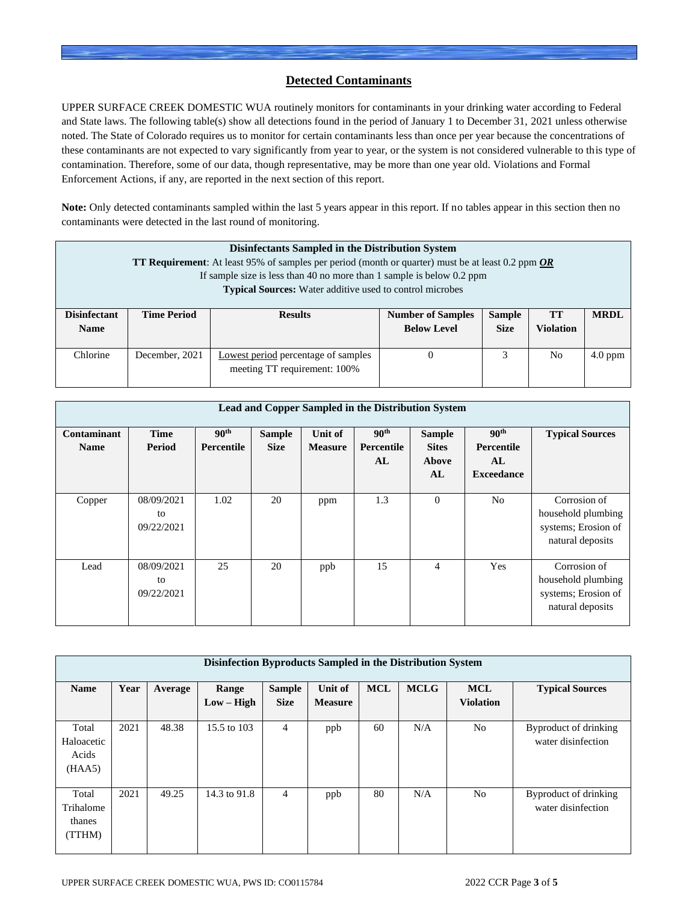## Detected Contaminants

UPPER SURFACE CREEK DOMESTIC WUA routinely monitors for contaminants in your drinking water according to Federal and State laws. The following table(s) show all detections found in the period of January 1 to December 31, 2021 unless otherwise noted. The State of Colorado requires us to monitor for certain contaminants less than once per year because the concentrations of these contaminants are not expected to vary significantly from year to year, or the system is not considered vulnerable to this type of contamination. Therefore, some of our data, though representative, may be more than one year old. Violations and Formal Enforcement Actions, if any, are reported in the next section of this report.

**Note:** Only detected contaminants sampled within the last 5 years appear in this report. If no tables appear in this section then no contaminants were detected in the last round of monitoring.

**Disinfectants Sampled in the Distribution System**
**TT Requirement**: At least 95% of samples per period (month or quarter) must be at least 0.2 ppm ***OR***
If sample size is less than 40 no more than 1 sample is below 0.2 ppm
**Typical Sources:** Water additive used to control microbes

| Disinfectant Name | Time Period | Results | Number of Samples Below Level | Sample Size | TT Violation | MRDL |
|---|---|---|---|---|---|---|
| Chlorine | December, 2021 | Lowest period percentage of samples meeting TT requirement: 100% | 0 | 3 | No | 4.0 ppm |

**Lead and Copper Sampled in the Distribution System**

| Contaminant Name | Time Period | 90th Percentile | Sample Size | Unit of Measure | 90th Percentile AL | Sample Sites Above AL | 90th Percentile AL Exceedance | Typical Sources |
|---|---|---|---|---|---|---|---|---|
| Copper | 08/09/2021 to 09/22/2021 | 1.02 | 20 | ppm | 1.3 | 0 | No | Corrosion of household plumbing systems; Erosion of natural deposits |
| Lead | 08/09/2021 to 09/22/2021 | 25 | 20 | ppb | 15 | 4 | Yes | Corrosion of household plumbing systems; Erosion of natural deposits |

**Disinfection Byproducts Sampled in the Distribution System**

| Name | Year | Average | Range Low – High | Sample Size | Unit of Measure | MCL | MCLG | MCL Violation | Typical Sources |
|---|---|---|---|---|---|---|---|---|---|
| Total Haloacetic Acids (HAA5) | 2021 | 48.38 | 15.5 to 103 | 4 | ppb | 60 | N/A | No | Byproduct of drinking water disinfection |
| Total Trihalomethanes (TTHM) | 2021 | 49.25 | 14.3 to 91.8 | 4 | ppb | 80 | N/A | No | Byproduct of drinking water disinfection |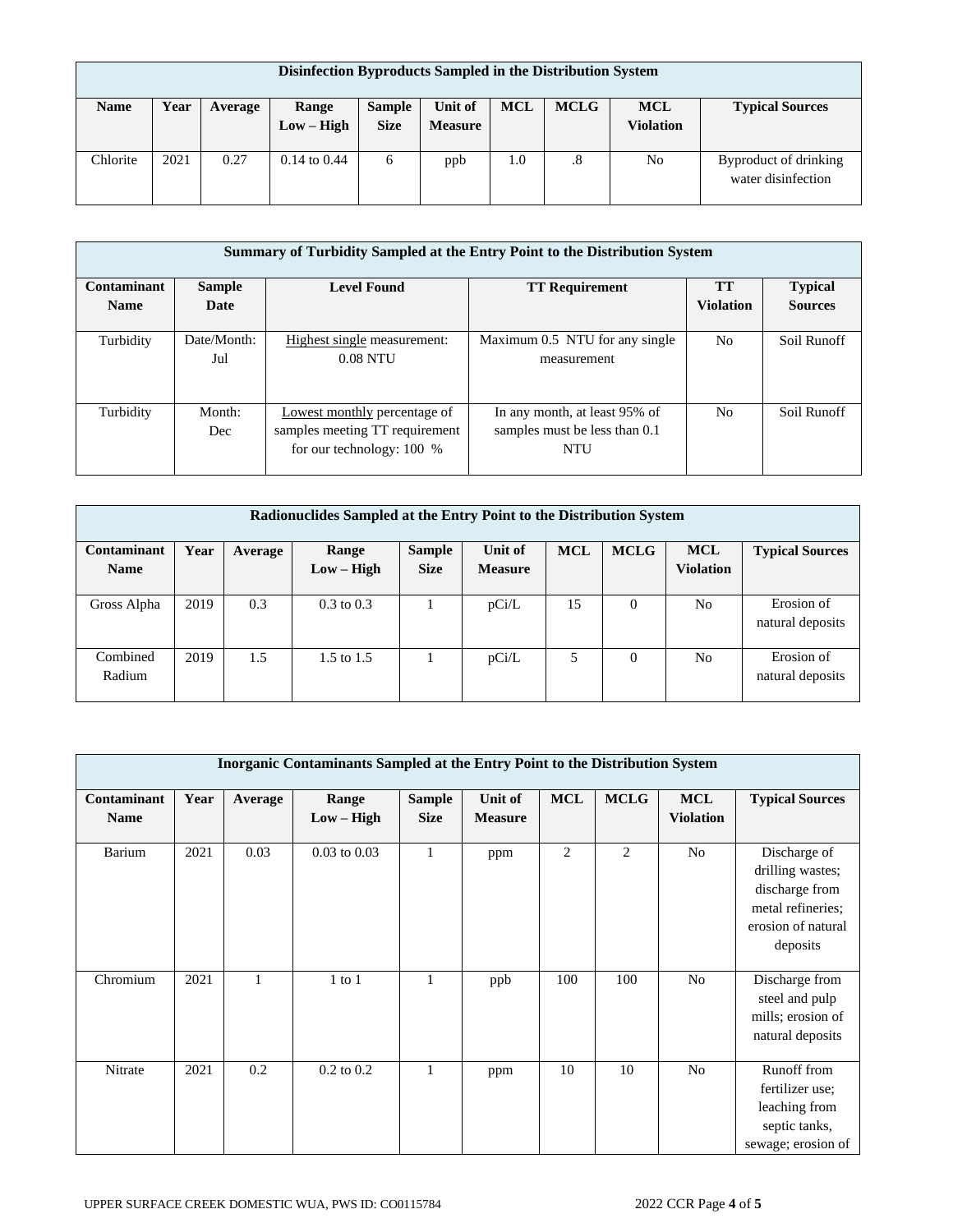| Disinfection Byproducts Sampled in the Distribution System | | | | | | | | | |
|---|---|---|---|---|---|---|---|---|---|
| Name | Year | Average | Range Low – High | Sample Size | Unit of Measure | MCL | MCLG | MCL Violation | Typical Sources |
| Chlorite | 2021 | 0.27 | 0.14 to 0.44 | 6 | ppb | 1.0 | .8 | No | Byproduct of drinking water disinfection |

| Summary of Turbidity Sampled at the Entry Point to the Distribution System | | | | | |
|---|---|---|---|---|---|
| Contaminant Name | Sample Date | Level Found | TT Requirement | TT Violation | Typical Sources |
| Turbidity | Date/Month: Jul | Highest single measurement: 0.08 NTU | Maximum 0.5 NTU for any single measurement | No | Soil Runoff |
| Turbidity | Month: Dec | Lowest monthly percentage of samples meeting TT requirement for our technology: 100 % | In any month, at least 95% of samples must be less than 0.1 NTU | No | Soil Runoff |

| Radionuclides Sampled at the Entry Point to the Distribution System | | | | | | | | | |
|---|---|---|---|---|---|---|---|---|---|
| Contaminant Name | Year | Average | Range Low – High | Sample Size | Unit of Measure | MCL | MCLG | MCL Violation | Typical Sources |
| Gross Alpha | 2019 | 0.3 | 0.3 to 0.3 | 1 | pCi/L | 15 | 0 | No | Erosion of natural deposits |
| Combined Radium | 2019 | 1.5 | 1.5 to 1.5 | 1 | pCi/L | 5 | 0 | No | Erosion of natural deposits |

| Inorganic Contaminants Sampled at the Entry Point to the Distribution System | | | | | | | | | |
|---|---|---|---|---|---|---|---|---|---|
| Contaminant Name | Year | Average | Range Low – High | Sample Size | Unit of Measure | MCL | MCLG | MCL Violation | Typical Sources |
| Barium | 2021 | 0.03 | 0.03 to 0.03 | 1 | ppm | 2 | 2 | No | Discharge of drilling wastes; discharge from metal refineries; erosion of natural deposits |
| Chromium | 2021 | 1 | 1 to 1 | 1 | ppb | 100 | 100 | No | Discharge from steel and pulp mills; erosion of natural deposits |
| Nitrate | 2021 | 0.2 | 0.2 to 0.2 | 1 | ppm | 10 | 10 | No | Runoff from fertilizer use; leaching from septic tanks, sewage; erosion of |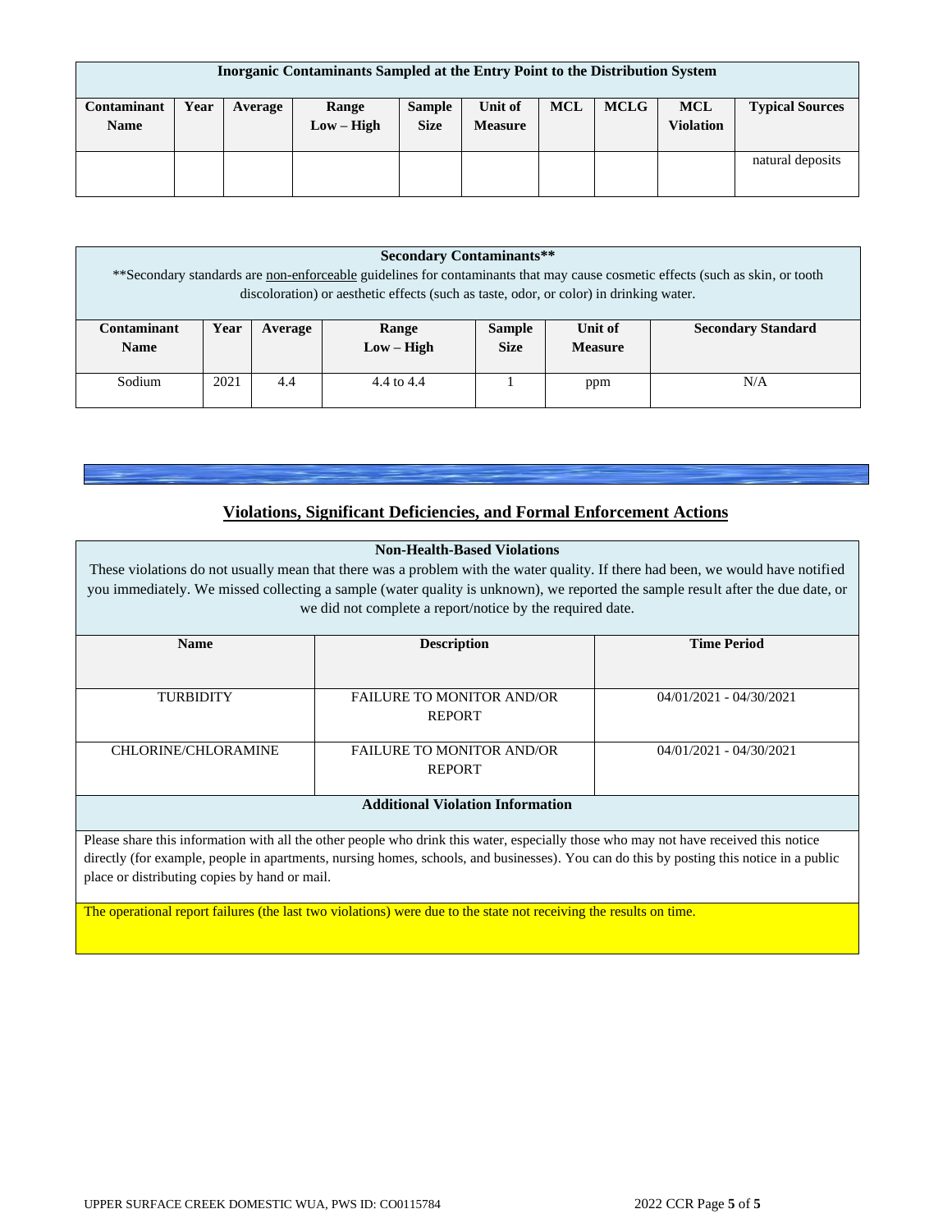| Inorganic Contaminants Sampled at the Entry Point to the Distribution System | | | | | | | | | |
|---|---|---|---|---|---|---|---|---|---|
| **Contaminant Name** | **Year** | **Average** | **Range Low – High** | **Sample Size** | **Unit of Measure** | **MCL** | **MCLG** | **MCL Violation** | **Typical Sources** |
| | | | | | | | | | natural deposits |

**Secondary Contaminants****

**Secondary standards are non-enforceable guidelines for contaminants that may cause cosmetic effects (such as skin, or tooth discoloration) or aesthetic effects (such as taste, odor, or color) in drinking water.

| Contaminant Name | Year | Average | Range Low – High | Sample Size | Unit of Measure | Secondary Standard |
|---|---|---|---|---|---|---|
| Sodium | 2021 | 4.4 | 4.4 to 4.4 | 1 | ppm | N/A |

## Violations, Significant Deficiencies, and Formal Enforcement Actions

**Non-Health-Based Violations**

These violations do not usually mean that there was a problem with the water quality. If there had been, we would have notified you immediately. We missed collecting a sample (water quality is unknown), we reported the sample result after the due date, or we did not complete a report/notice by the required date.

| Name | Description | Time Period |
|---|---|---|
| TURBIDITY | FAILURE TO MONITOR AND/OR REPORT | 04/01/2021 - 04/30/2021 |
| CHLORINE/CHLORAMINE | FAILURE TO MONITOR AND/OR REPORT | 04/01/2021 - 04/30/2021 |

**Additional Violation Information**

Please share this information with all the other people who drink this water, especially those who may not have received this notice directly (for example, people in apartments, nursing homes, schools, and businesses). You can do this by posting this notice in a public place or distributing copies by hand or mail.

The operational report failures (the last two violations) were due to the state not receiving the results on time.